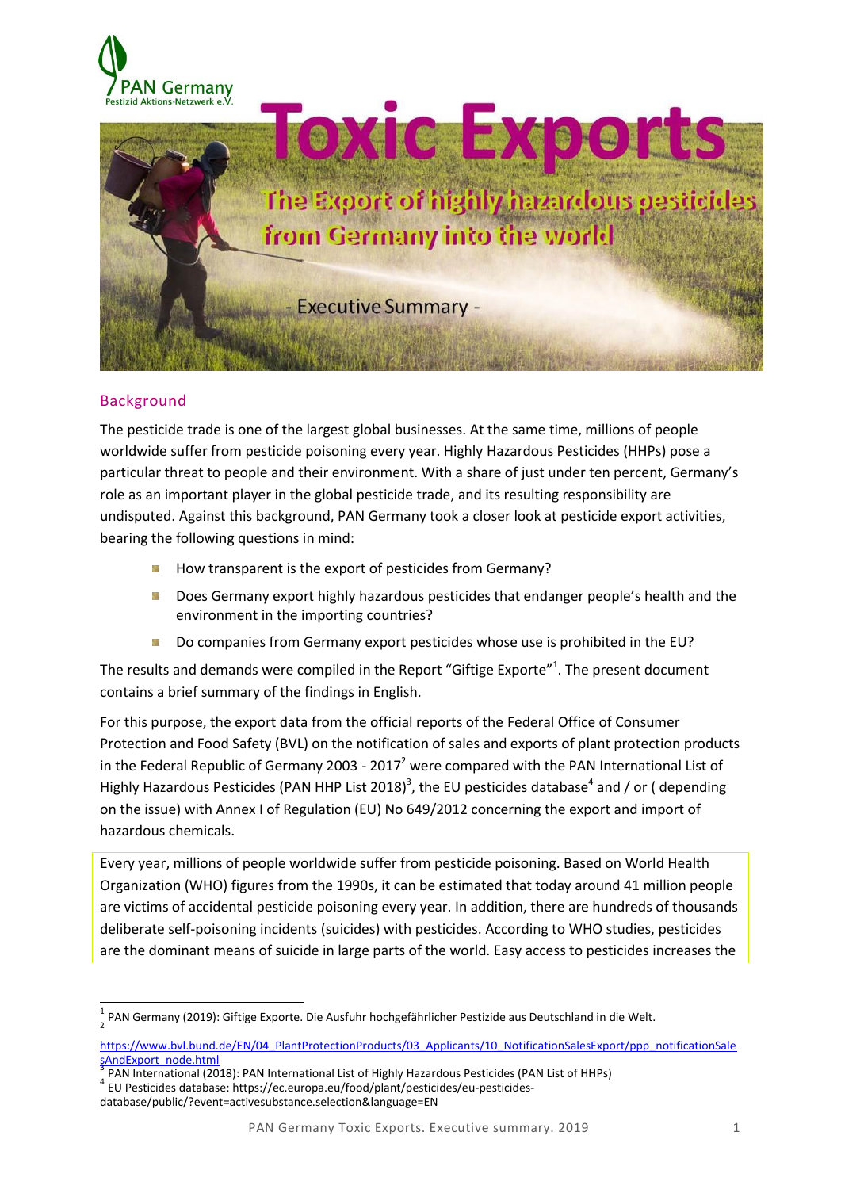PAN Germany
Pestizid Aktions-Netzwerk e.V.

# Toxic Exports

## The Export of highly hazardous pesticides from Germany into the world

- Executive Summary -

## Background

The pesticide trade is one of the largest global businesses. At the same time, millions of people worldwide suffer from pesticide poisoning every year. Highly Hazardous Pesticides (HHPs) pose a particular threat to people and their environment. With a share of just under ten percent, Germany's role as an important player in the global pesticide trade, and its resulting responsibility are undisputed. Against this background, PAN Germany took a closer look at pesticide export activities, bearing the following questions in mind:

- How transparent is the export of pesticides from Germany?
- Does Germany export highly hazardous pesticides that endanger people's health and the environment in the importing countries?
- Do companies from Germany export pesticides whose use is prohibited in the EU?

The results and demands were compiled in the Report "Giftige Exporte"[1]. The present document contains a brief summary of the findings in English.

For this purpose, the export data from the official reports of the Federal Office of Consumer Protection and Food Safety (BVL) on the notification of sales and exports of plant protection products in the Federal Republic of Germany 2003 - 2017[2] were compared with the PAN International List of Highly Hazardous Pesticides (PAN HHP List 2018)[3], the EU pesticides database[4] and / or ( depending on the issue) with Annex I of Regulation (EU) No 649/2012 concerning the export and import of hazardous chemicals.

Every year, millions of people worldwide suffer from pesticide poisoning. Based on World Health Organization (WHO) figures from the 1990s, it can be estimated that today around 41 million people are victims of accidental pesticide poisoning every year. In addition, there are hundreds of thousands deliberate self-poisoning incidents (suicides) with pesticides. According to WHO studies, pesticides are the dominant means of suicide in large parts of the world. Easy access to pesticides increases the

---

[1] PAN Germany (2019): Giftige Exporte. Die Ausfuhr hochgefährlicher Pestizide aus Deutschland in die Welt.

[2] https://www.bvl.bund.de/EN/04_PlantProtectionProducts/03_Applicants/10_NotificationSalesExport/ppp_notificationSalesAndExport_node.html

[3] PAN International (2018): PAN International List of Highly Hazardous Pesticides (PAN List of HHPs)

[4] EU Pesticides database: https://ec.europa.eu/food/plant/pesticides/eu-pesticides-database/public/?event=activesubstance.selection&language=EN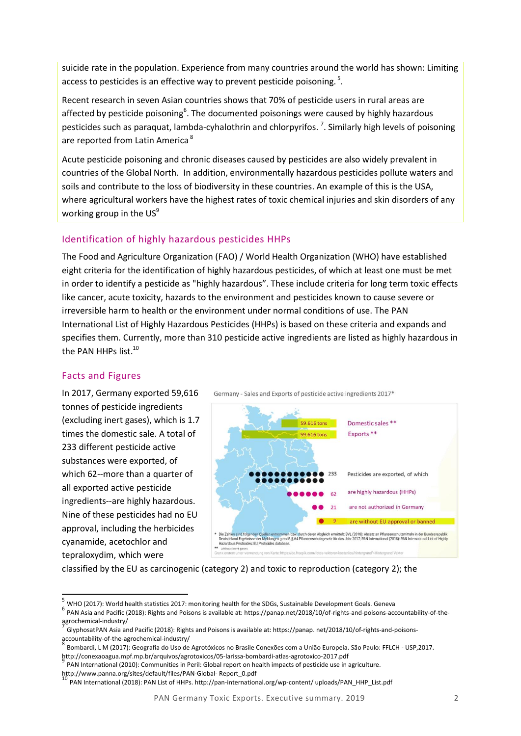suicide rate in the population. Experience from many countries around the world has shown: Limiting access to pesticides is an effective way to prevent pesticide poisoning. [5].

Recent research in seven Asian countries shows that 70% of pesticide users in rural areas are affected by pesticide poisoning[6]. The documented poisonings were caused by highly hazardous pesticides such as paraquat, lambda-cyhalothrin and chlorpyrifos. [7]. Similarly high levels of poisoning are reported from Latin America [8]

Acute pesticide poisoning and chronic diseases caused by pesticides are also widely prevalent in countries of the Global North. In addition, environmentally hazardous pesticides pollute waters and soils and contribute to the loss of biodiversity in these countries. An example of this is the USA, where agricultural workers have the highest rates of toxic chemical injuries and skin disorders of any working group in the US[9]

## Identification of highly hazardous pesticides HHPs

The Food and Agriculture Organization (FAO) / World Health Organization (WHO) have established eight criteria for the identification of highly hazardous pesticides, of which at least one must be met in order to identify a pesticide as "highly hazardous". These include criteria for long term toxic effects like cancer, acute toxicity, hazards to the environment and pesticides known to cause severe or irreversible harm to health or the environment under normal conditions of use. The PAN International List of Highly Hazardous Pesticides (HHPs) is based on these criteria and expands and specifies them. Currently, more than 310 pesticide active ingredients are listed as highly hazardous in the PAN HHPs list.[10]

## Facts and Figures

In 2017, Germany exported 59,616 tonnes of pesticide ingredients (excluding inert gases), which is 1.7 times the domestic sale. A total of 233 different pesticide active substances were exported, of which 62--more than a quarter of all exported active pesticide ingredients--are highly hazardous. Nine of these pesticides had no EU approval, including the herbicides cyanamide, acetochlor and tepraloxydim, which were classified by the EU as carcinogenic (category 2) and toxic to reproduction (category 2); the

Germany - Sales and Exports of pesticide active ingredients 2017*

| | |
|---|---|
| 59.616 tons | Domestic sales ** |
| 59.616 tons | Exports ** |
| 233 | Pesticides are exported, of which |
| 62 | are highly hazardous (HHPs) |
| 21 | are not authorized in Germany |
| 9 | are without EU approval or banned |

\* Die Zahlen sind folgenden Quellen entnommen bzw. durch deren Abgleich ermittelt: BVL (2018): Absatz an Pflanzenschutzmitteln in der Bundesrepublik Deutschland Ergebnisse der Meldungen gemäß § 64 Pflanzenschutzgesetz für das Jahr 2017. PAN International (2018): PAN International List of Highly Hazardous Pesticides; EU Pesticides database.
\*\* without inert gases
Grafik erstellt unter Verwendung von Karte: https://de.freepik.com/fotos-vektoren-kostenlos/hintergrund">Hintergrund Vektor

---

[5] WHO (2017): World health statistics 2017: monitoring health for the SDGs, Sustainable Development Goals. Geneva

[6] PAN Asia and Pacific (2018): Rights and Poisons is available at: https://panap.net/2018/10/of-rights-and-poisons-accountability-of-the-agrochemical-industry/

[7] GlyphosatPAN Asia and Pacific (2018): Rights and Poisons is available at: https://panap. net/2018/10/of-rights-and-poisons-accountability-of-the-agrochemical-industry/

[8] Bombardi, L M (2017): Geografia do Uso de Agrotóxicos no Brasile Conexões com a União Europeia. São Paulo: FFLCH - USP,2017. http://conexaoagua.mpf.mp.br/arquivos/agrotoxicos/05-larissa-bombardi-atlas-agrotoxico-2017.pdf

[9] PAN International (2010): Communities in Peril: Global report on health impacts of pesticide use in agriculture. http://www.panna.org/sites/default/files/PAN-Global- Report_0.pdf

[10] PAN International (2018): PAN List of HHPs. http://pan-international.org/wp-content/ uploads/PAN_HHP_List.pdf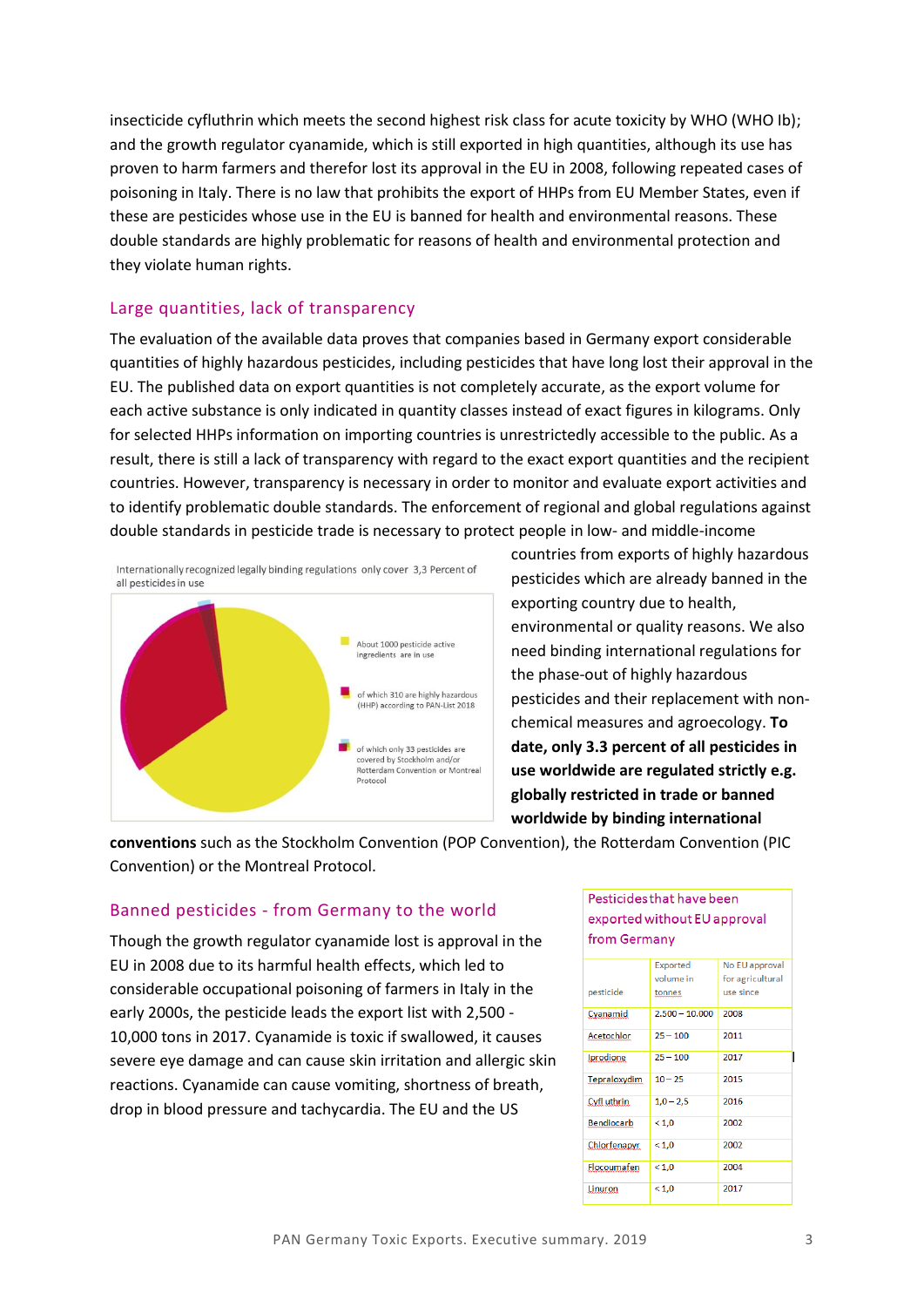insecticide cyfluthrin which meets the second highest risk class for acute toxicity by WHO (WHO Ib); and the growth regulator cyanamide, which is still exported in high quantities, although its use has proven to harm farmers and therefor lost its approval in the EU in 2008, following repeated cases of poisoning in Italy. There is no law that prohibits the export of HHPs from EU Member States, even if these are pesticides whose use in the EU is banned for health and environmental reasons. These double standards are highly problematic for reasons of health and environmental protection and they violate human rights.

## Large quantities, lack of transparency

The evaluation of the available data proves that companies based in Germany export considerable quantities of highly hazardous pesticides, including pesticides that have long lost their approval in the EU. The published data on export quantities is not completely accurate, as the export volume for each active substance is only indicated in quantity classes instead of exact figures in kilograms. Only for selected HHPs information on importing countries is unrestrictedly accessible to the public. As a result, there is still a lack of transparency with regard to the exact export quantities and the recipient countries. However, transparency is necessary in order to monitor and evaluate export activities and to identify problematic double standards. The enforcement of regional and global regulations against double standards in pesticide trade is necessary to protect people in low- and middle-income countries from exports of highly hazardous pesticides which are already banned in the exporting country due to health, environmental or quality reasons. We also need binding international regulations for the phase-out of highly hazardous pesticides and their replacement with non-chemical measures and agroecology. **To date, only 3.3 percent of all pesticides in use worldwide are regulated strictly e.g. globally restricted in trade or banned worldwide by binding international conventions** such as the Stockholm Convention (POP Convention), the Rotterdam Convention (PIC Convention) or the Montreal Protocol.

Internationally recognized legally binding regulations only cover 3,3 Percent of all pesticides in use

- About 1000 pesticide active ingredients are in use
- of which 310 are highly hazardous (HHP) according to PAN-List 2018
- of which only 33 pesticides are covered by Stockholm and/or Rotterdam Convention or Montreal Protocol

## Banned pesticides - from Germany to the world

Though the growth regulator cyanamide lost is approval in the EU in 2008 due to its harmful health effects, which led to considerable occupational poisoning of farmers in Italy in the early 2000s, the pesticide leads the export list with 2,500 - 10,000 tons in 2017. Cyanamide is toxic if swallowed, it causes severe eye damage and can cause skin irritation and allergic skin reactions. Cyanamide can cause vomiting, shortness of breath, drop in blood pressure and tachycardia. The EU and the US

Pesticides that have been exported without EU approval from Germany

| pesticide | Exported volume in tonnes | No EU approval for agricultural use since |
|---|---|---|
| Cyanamid | 2.500 – 10.000 | 2008 |
| Acetochlor | 25 – 100 | 2011 |
| Iprodione | 25 – 100 | 2017 |
| Tepraloxydim | 10 – 25 | 2015 |
| Cyfluthrin | 1,0 – 2,5 | 2016 |
| Bendiocarb | < 1,0 | 2002 |
| Chlorfenapyr | < 1,0 | 2002 |
| Flocoumafen | < 1,0 | 2004 |
| Linuron | < 1,0 | 2017 |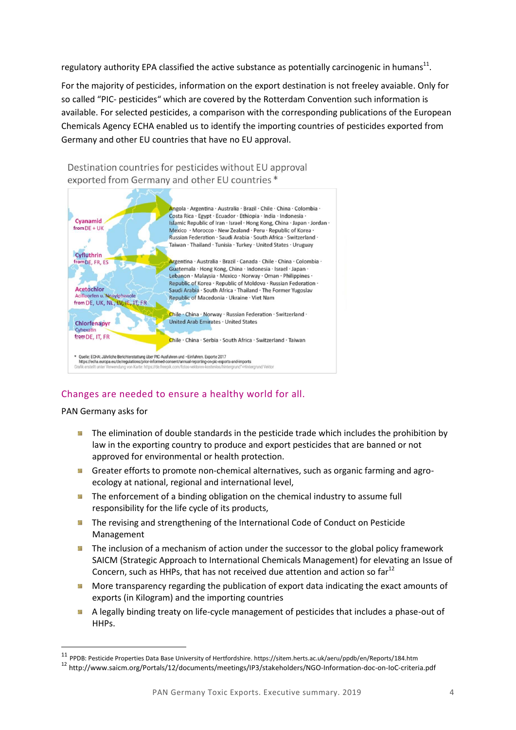regulatory authority EPA classified the active substance as potentially carcinogenic in humans[11].

For the majority of pesticides, information on the export destination is not freeley avaiable. Only for so called "PIC- pesticides" which are covered by the Rotterdam Convention such information is available. For selected pesticides, a comparison with the corresponding publications of the European Chemicals Agency ECHA enabled us to identify the importing countries of pesticides exported from Germany and other EU countries that have no EU approval.

Destination countries for pesticides without EU approval exported from Germany and other EU countries *

Cyanamid
from DE + UK

Angola · Argentina · Australia · Brazil · Chile · China · Colombia · Costa Rica · Egypt · Ecuador · Ethiopia · India · Indonesia · Islamic Republic of Iran · Israel · Hong Kong, China · Japan · Jordan · Mexico · Morocco · New Zealand · Peru · Republic of Korea · Russian Federation · Saudi Arabia · South Africa · Switzerland · Taiwan · Thailand · Tunisia · Turkey · United States · Uruguay

Cyfluthrin
from DE, FR, ES

Argentina · Australia · Brazil · Canada · Chile · China · Colombia · Guatemala · Hong Kong, China · Indonesia · Israel · Japan · Lebanon · Malaysia · Mexico · Norway · Oman · Philippines · Republic of Korea · Republic of Moldova · Russian Federation · Saudi Arabia · South Africa · Thailand · The Former Yugoslav Republic of Macedonia · Ukraine · Viet Nam

Acetochlor
Acifluorfen u. Nonylphenole
from DE, UK, NL, LV, IE, IT, FR

Chile · China · Norway · Russian Federation · Switzerland · United Arab Emirates · United States

Chlorfenapyr
Cyhexatin
from DE, IT, FR

Chile · China · Serbia · South Africa · Switzerland · Taiwan

* Quelle: ECHA: Jährliche Berichterstattung über PIC-Ausfuhren und -Einfuhren. Exporte 2017
https://echa.europa.eu/de/regulations/prior-informed-consent/annual-reporting-on-pic-exports-and-imports
Grafik erstellt unter Verwendung von Karte: https://de.freepik.com/fotos-vektoren-kostenlos/hintergrund">Hintergrund Vektor

## Changes are needed to ensure a healthy world for all.

PAN Germany asks for

- The elimination of double standards in the pesticide trade which includes the prohibition by law in the exporting country to produce and export pesticides that are banned or not approved for environmental or health protection.
- Greater efforts to promote non-chemical alternatives, such as organic farming and agro-ecology at national, regional and international level,
- The enforcement of a binding obligation on the chemical industry to assume full responsibility for the life cycle of its products,
- The revising and strengthening of the International Code of Conduct on Pesticide Management
- The inclusion of a mechanism of action under the successor to the global policy framework SAICM (Strategic Approach to International Chemicals Management) for elevating an Issue of Concern, such as HHPs, that has not received due attention and action so far[12]
- More transparency regarding the publication of export data indicating the exact amounts of exports (in Kilogram) and the importing countries
- A legally binding treaty on life-cycle management of pesticides that includes a phase-out of HHPs.

[11] PPDB: Pesticide Properties Data Base University of Hertfordshire. https://sitem.herts.ac.uk/aeru/ppdb/en/Reports/184.htm

[12] http://www.saicm.org/Portals/12/documents/meetings/IP3/stakeholders/NGO-Information-doc-on-IoC-criteria.pdf